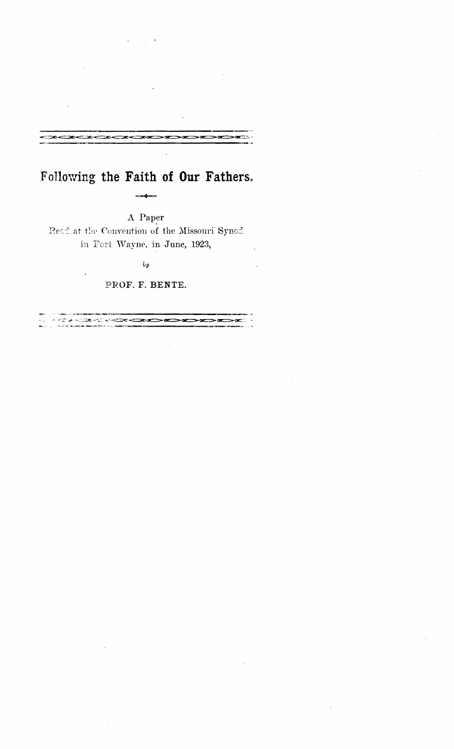# Following the **Faith of Our Fathers.**

A Paper
Read at the Convention of the Missouri Synod
in Fort Wayne, in June, 1923,

*by*

PROF. F. BENTE.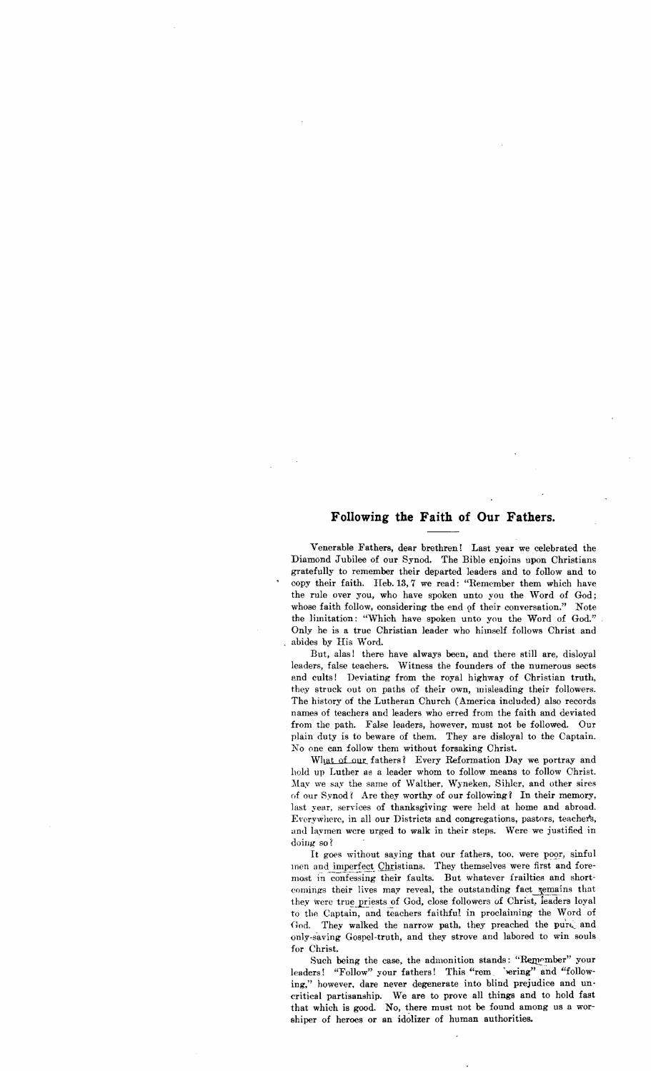## Following the Faith of Our Fathers.

Venerable Fathers, dear brethren! Last year we celebrated the Diamond Jubilee of our Synod. The Bible enjoins upon Christians gratefully to remember their departed leaders and to follow and to copy their faith. Heb. 13, 7 we read: "Remember them which have the rule over you, who have spoken unto you the Word of God; whose faith follow, considering the end of their conversation." Note the limitation: "Which have spoken unto you the Word of God." Only he is a true Christian leader who himself follows Christ and abides by His Word.

But, alas! there have always been, and there still are, disloyal leaders, false teachers. Witness the founders of the numerous sects and cults! Deviating from the royal highway of Christian truth, they struck out on paths of their own, misleading their followers. The history of the Lutheran Church (America included) also records names of teachers and leaders who erred from the faith and deviated from the path. False leaders, however, must not be followed. Our plain duty is to beware of them. They are disloyal to the Captain. No one can follow them without forsaking Christ.

What of our fathers? Every Reformation Day we portray and hold up Luther as a leader whom to follow means to follow Christ. May we say the same of Walther, Wyneken, Sihler, and other sires of our Synod? Are they worthy of our following? In their memory, last year, services of thanksgiving were held at home and abroad. Everywhere, in all our Districts and congregations, pastors, teachers, and laymen were urged to walk in their steps. Were we justified in doing so?

It goes without saying that our fathers, too, were poor, sinful men and imperfect Christians. They themselves were first and foremost in confessing their faults. But whatever frailties and shortcomings their lives may reveal, the outstanding fact remains that they were true priests of God, close followers of Christ, leaders loyal to the Captain, and teachers faithful in proclaiming the Word of God. They walked the narrow path, they preached the pure and only-saving Gospel-truth, and they strove and labored to win souls for Christ.

Such being the case, the admonition stands: "Remember" your leaders! "Follow" your fathers! This "remembering" and "following," however, dare never degenerate into blind prejudice and uncritical partisanship. We are to prove all things and to hold fast that which is good. No, there must not be found among us a worshiper of heroes or an idolizer of human authorities.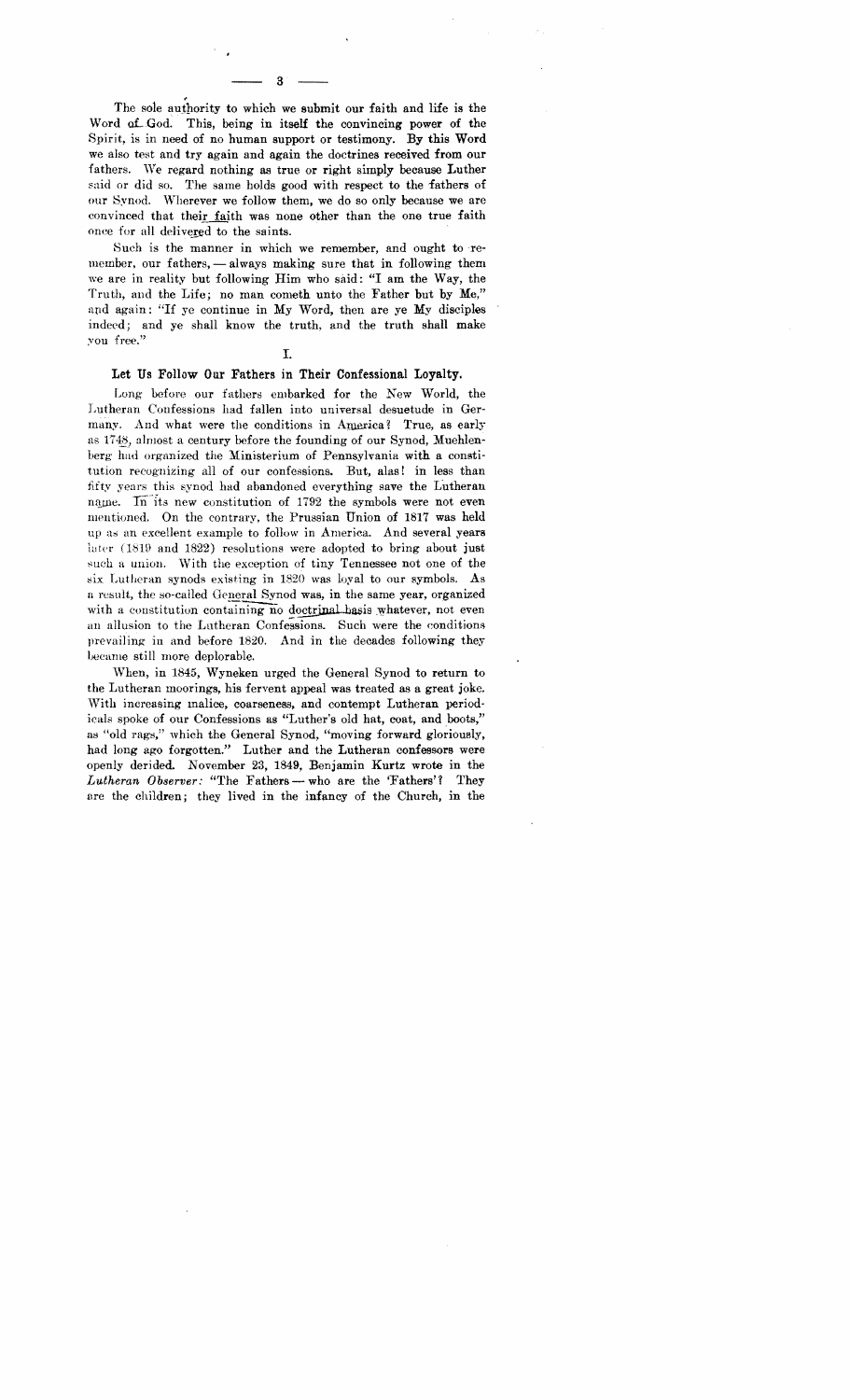The sole authority to which we submit our faith and life is the Word of God. This, being in itself the convincing power of the Spirit, is in need of no human support or testimony. By this Word we also test and try again and again the doctrines received from our fathers. We regard nothing as true or right simply because Luther said or did so. The same holds good with respect to the fathers of our Synod. Wherever we follow them, we do so only because we are convinced that their faith was none other than the one true faith once for all delivered to the saints.

Such is the manner in which we remember, and ought to remember, our fathers, — always making sure that in following them we are in reality but following Him who said: "I am the Way, the Truth, and the Life; no man cometh unto the Father but by Me," and again: "If ye continue in My Word, then are ye My disciples indeed; and ye shall know the truth, and the truth shall make you free."

## I.

### Let Us Follow Our Fathers in Their Confessional Loyalty.

Long before our fathers embarked for the New World, the Lutheran Confessions had fallen into universal desuetude in Germany. And what were the conditions in America? True, as early as 1748, almost a century before the founding of our Synod, Muehlenberg had organized the Ministerium of Pennsylvania with a constitution recognizing all of our confessions. But, alas! in less than fifty years this synod had abandoned everything save the Lutheran name. In its new constitution of 1792 the symbols were not even mentioned. On the contrary, the Prussian Union of 1817 was held up as an excellent example to follow in America. And several years later (1819 and 1822) resolutions were adopted to bring about just such a union. With the exception of tiny Tennessee not one of the six Lutheran synods existing in 1820 was loyal to our symbols. As a result, the so-called General Synod was, in the same year, organized with a constitution containing no doctrinal basis whatever, not even an allusion to the Lutheran Confessions. Such were the conditions prevailing in and before 1820. And in the decades following they became still more deplorable.

When, in 1845, Wyneken urged the General Synod to return to the Lutheran moorings, his fervent appeal was treated as a great joke. With increasing malice, coarseness, and contempt Lutheran periodicals spoke of our Confessions as "Luther's old hat, coat, and boots," as "old rags," which the General Synod, "moving forward gloriously, had long ago forgotten." Luther and the Lutheran confessors were openly derided. November 23, 1849, Benjamin Kurtz wrote in the *Lutheran Observer:* "The Fathers — who are the 'Fathers'? They are the children; they lived in the infancy of the Church, in the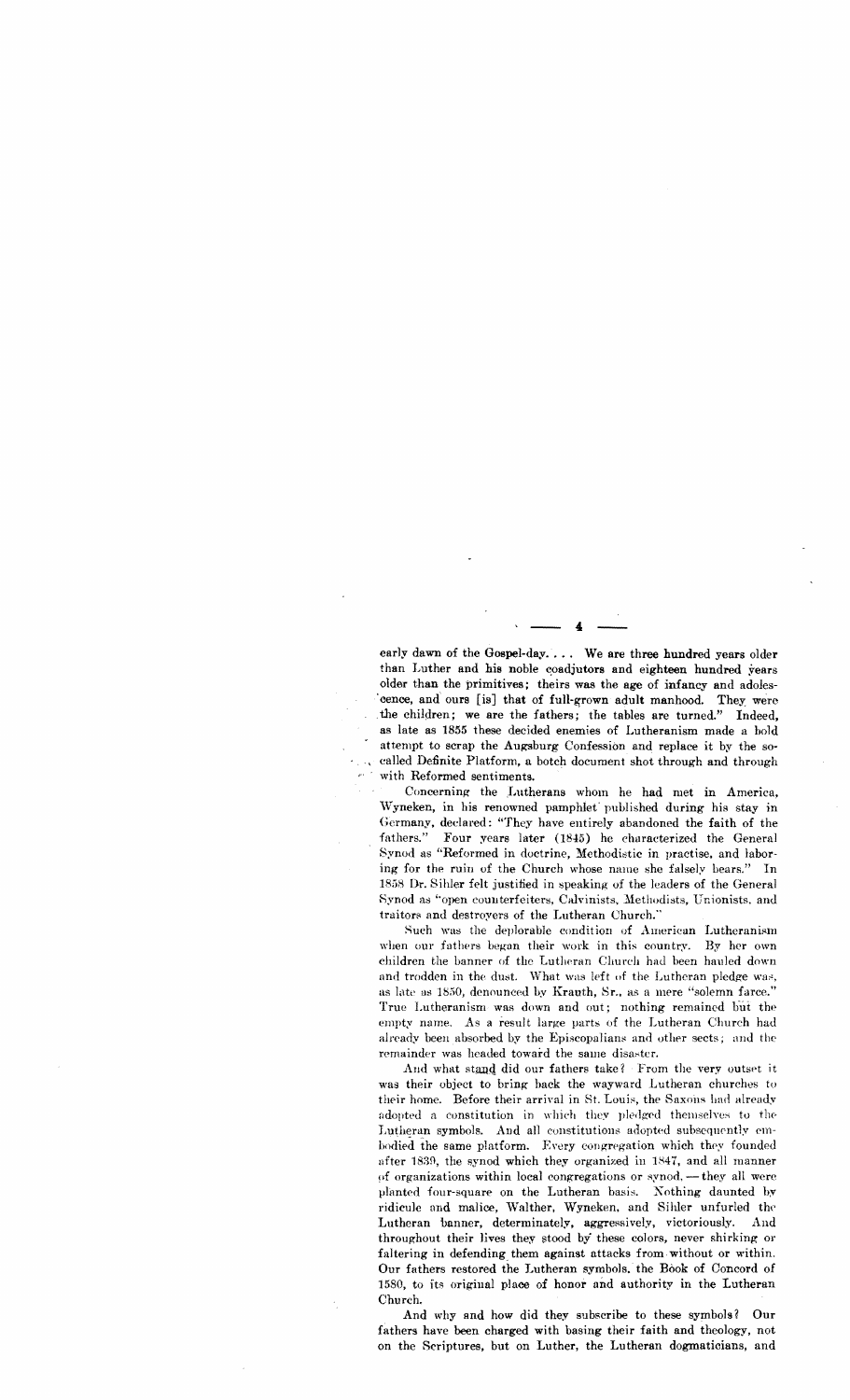early dawn of the Gospel-day. . . . We are three hundred years older than Luther and his noble coadjutors and eighteen hundred years older than the primitives; theirs was the age of infancy and adolescence, and ours [is] that of full-grown adult manhood. They were the children; we are the fathers; the tables are turned." Indeed, as late as 1855 these decided enemies of Lutheranism made a bold attempt to scrap the Augsburg Confession and replace it by the so-called Definite Platform, a botch document shot through and through with Reformed sentiments.

Concerning the Lutherans whom he had met in America, Wyneken, in his renowned pamphlet published during his stay in Germany, declared: "They have entirely abandoned the faith of the fathers." Four years later (1845) he characterized the General Synod as "Reformed in doctrine, Methodistic in practise, and laboring for the ruin of the Church whose name she falsely bears." In 1858 Dr. Sihler felt justified in speaking of the leaders of the General Synod as "open counterfeiters, Calvinists, Methodists, Unionists, and traitors and destroyers of the Lutheran Church."

Such was the deplorable condition of American Lutheranism when our fathers began their work in this country. By her own children the banner of the Lutheran Church had been hauled down and trodden in the dust. What was left of the Lutheran pledge was, as late as 1850, denounced by Krauth, Sr., as a mere "solemn farce." True Lutheranism was down and out; nothing remained but the empty name. As a result large parts of the Lutheran Church had already been absorbed by the Episcopalians and other sects; and the remainder was headed toward the same disaster.

And what stand did our fathers take? From the very outset it was their object to bring back the wayward Lutheran churches to their home. Before their arrival in St. Louis, the Saxons had already adopted a constitution in which they pledged themselves to the Lutheran symbols. And all constitutions adopted subsequently embodied the same platform. Every congregation which they founded after 1839, the synod which they organized in 1847, and all manner of organizations within local congregations or synod, — they all were planted four-square on the Lutheran basis. Nothing daunted by ridicule and malice, Walther, Wyneken, and Sihler unfurled the Lutheran banner, determinately, aggressively, victoriously. And throughout their lives they stood by these colors, never shirking or faltering in defending them against attacks from without or within. Our fathers restored the Lutheran symbols, the Book of Concord of 1580, to its original place of honor and authority in the Lutheran Church.

And why and how did they subscribe to these symbols? Our fathers have been charged with basing their faith and theology, not on the Scriptures, but on Luther, the Lutheran dogmaticians, and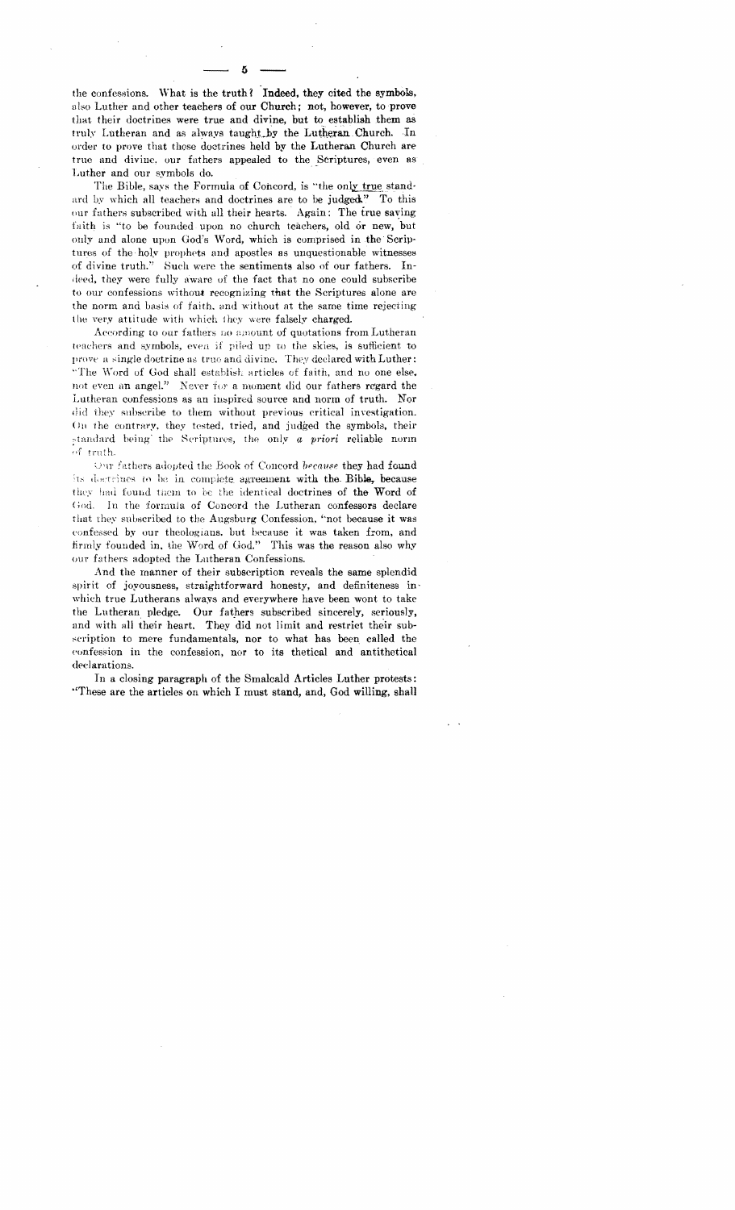the confessions. What is the truth? Indeed, they cited the symbols, also Luther and other teachers of our Church; not, however, to prove that their doctrines were true and divine, but to establish them as truly Lutheran and as always taught by the Lutheran Church. In order to prove that these doctrines held by the Lutheran Church are true and divine, our fathers appealed to the Scriptures, even as Luther and our symbols do.

The Bible, says the Formula of Concord, is "the only true standard by which all teachers and doctrines are to be judged." To this our fathers subscribed with all their hearts. Again: The true saving faith is "to be founded upon no church teachers, old or new, but only and alone upon God's Word, which is comprised in the Scriptures of the holy prophets and apostles as unquestionable witnesses of divine truth." Such were the sentiments also of our fathers. Indeed, they were fully aware of the fact that no one could subscribe to our confessions without recognizing that the Scriptures alone are the norm and basis of faith, and without at the same time rejecting the very attitude with which they were falsely charged.

According to our fathers no amount of quotations from Lutheran teachers and symbols, even if piled up to the skies, is sufficient to prove a single doctrine as true and divine. They declared with Luther: "The Word of God shall establish articles of faith, and no one else, not even an angel." Never for a moment did our fathers regard the Lutheran confessions as an inspired source and norm of truth. Nor did they subscribe to them without previous critical investigation. On the contrary, they tested, tried, and judged the symbols, their standard being the Scriptures, the only *a priori* reliable norm of truth.

Our fathers adopted the Book of Concord *because* they had found its doctrines to be in complete agreement with the Bible, because they had found them to be the identical doctrines of the Word of God. In the formula of Concord the Lutheran confessors declare that they subscribed to the Augsburg Confession, "not because it was confessed by our theologians, but because it was taken from, and firmly founded in, the Word of God." This was the reason also why our fathers adopted the Lutheran Confessions.

And the manner of their subscription reveals the same splendid spirit of joyousness, straightforward honesty, and definiteness in which true Lutherans always and everywhere have been wont to take the Lutheran pledge. Our fathers subscribed sincerely, seriously, and with all their heart. They did not limit and restrict their subscription to mere fundamentals, nor to what has been called the confession in the confession, nor to its thetical and antithetical declarations.

In a closing paragraph of the Smalcald Articles Luther protests: "These are the articles on which I must stand, and, God willing, shall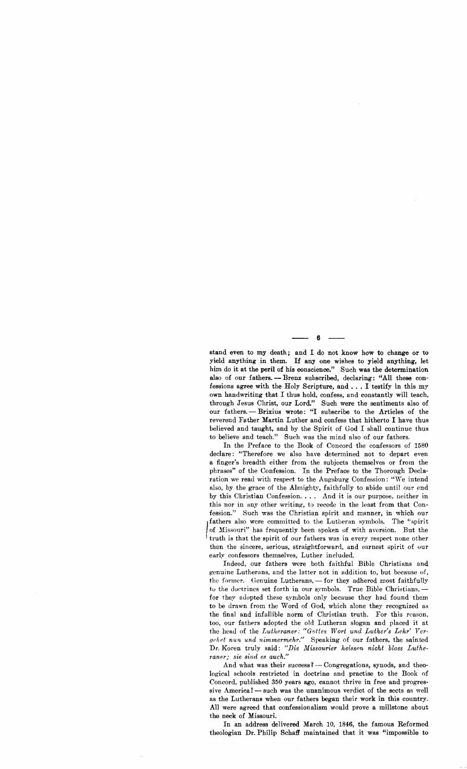stand even to my death; and I do not know how to change or to yield anything in them. If any one wishes to yield anything, let him do it at the peril of his conscience." Such was the determination also of our fathers. — Brenz subscribed, declaring: "All these confessions agree with the Holy Scripture, and . . . I testify in this my own handwriting that I thus hold, confess, and constantly will teach, through Jesus Christ, our Lord." Such were the sentiments also of our fathers. — Brixius wrote: "I subscribe to the Articles of the reverend Father Martin Luther and confess that hitherto I have thus believed and taught, and by the Spirit of God I shall continue thus to believe and teach." Such was the mind also of our fathers.

In the Preface to the Book of Concord the confessors of 1580 declare: "Therefore we also have determined not to depart even a finger's breadth either from the subjects themselves or from the phrases" of the Confession. In the Preface to the Thorough Declaration we read with respect to the Augsburg Confession: "We intend also, by the grace of the Almighty, faithfully to abide until our end by this Christian Confession. . . . And it is our purpose, neither in this nor in any other writing, to recede in the least from that Confession." Such was the Christian spirit and manner, in which our fathers also were committed to the Lutheran symbols. The "spirit of Missouri" has frequently been spoken of with aversion. But the truth is that the spirit of our fathers was in every respect none other than the sincere, serious, straightforward, and earnest spirit of our early confessors themselves, Luther included.

Indeed, our fathers were both faithful Bible Christians and genuine Lutherans, and the latter not in addition to, but because of, the former. Genuine Lutherans, — for they adhered most faithfully to the doctrines set forth in our symbols. True Bible Christians, — for they adopted these symbols only because they had found them to be drawn from the Word of God, which alone they recognized as the final and infallible norm of Christian truth. For this reason, too, our fathers adopted the old Lutheran slogan and placed it at the head of the *Lutheraner: "Gottes Wort und Luther's Lehr' Vergehet nun und nimmermehr."* Speaking of our fathers, the sainted Dr. Koren truly said: *"Die Missourier heissen nicht bloss Lutheraner; sie sind es auch."*

And what was their success? — Congregations, synods, and theological schools restricted in doctrine and practise to the Book of Concord, published 350 years ago, cannot thrive in free and progressive America! — such was the unanimous verdict of the sects as well as the Lutherans when our fathers began their work in this country. All were agreed that confessionalism would prove a millstone about the neck of Missouri.

In an address delivered March 10, 1846, the famous Reformed theologian Dr. Philip Schaff maintained that it was "impossible to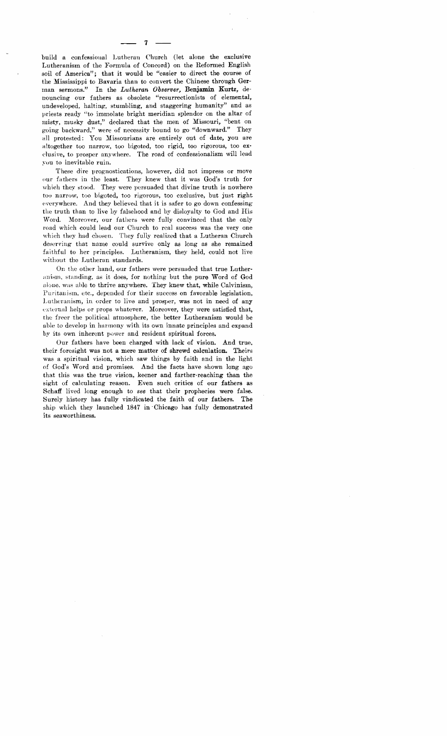build a confessional Lutheran Church (let alone the exclusive Lutheranism of the Formula of Concord) on the Reformed English soil of America"; that it would be "easier to direct the course of the Mississippi to Bavaria than to convert the Chinese through German sermons." In the *Lutheran Observer*, **Benjamin Kurtz**, denouncing our fathers as obsolete "resurrectionists of elemental, undeveloped, halting, stumbling, and staggering humanity" and as priests ready "to immolate bright meridian splendor on the altar of misty, musky dust," declared that the men of Missouri, "bent on going backward," were of necessity bound to go "downward." They all protested: You Missourians are entirely out of date, you are altogether too narrow, too bigoted, too rigid, too rigorous, too exclusive, to prosper anywhere. The road of confessionalism will lead you to inevitable ruin.

These dire prognostications, however, did not impress or move our fathers in the least. They knew that it was God's truth for which they stood. They were persuaded that divine truth is nowhere too narrow, too bigoted, too rigorous, too exclusive, but just right everywhere. And they believed that it is safer to go down confessing the truth than to live by falsehood and by disloyalty to God and His Word. Moreover, our fathers were fully convinced that the only road which could lead our Church to real success was the very one which they had chosen. They fully realized that a Lutheran Church deserving that name could survive only as long as she remained faithful to her principles. Lutheranism, they held, could not live without the Lutheran standards.

On the other hand, our fathers were persuaded that true Lutheranism, standing, as it does, for nothing but the pure Word of God alone, was able to thrive anywhere. They knew that, while Calvinism, Puritanism, etc., depended for their success on favorable legislation, Lutheranism, in order to live and prosper, was not in need of any external helps or props whatever. Moreover, they were satisfied that, the freer the political atmosphere, the better Lutheranism would be able to develop in harmony with its own innate principles and expand by its own inherent power and resident spiritual forces.

Our fathers have been charged with lack of vision. And true, their foresight was not a mere matter of shrewd calculation. Theirs was a spiritual vision, which saw things by faith and in the light of God's Word and promises. And the facts have shown long ago that this was the true vision, keener and farther-reaching than the sight of calculating reason. Even such critics of our fathers as Schaff lived long enough to *see* that their prophecies were false. Surely history has fully vindicated the faith of our fathers. The ship which they launched 1847 in Chicago has fully demonstrated its seaworthiness.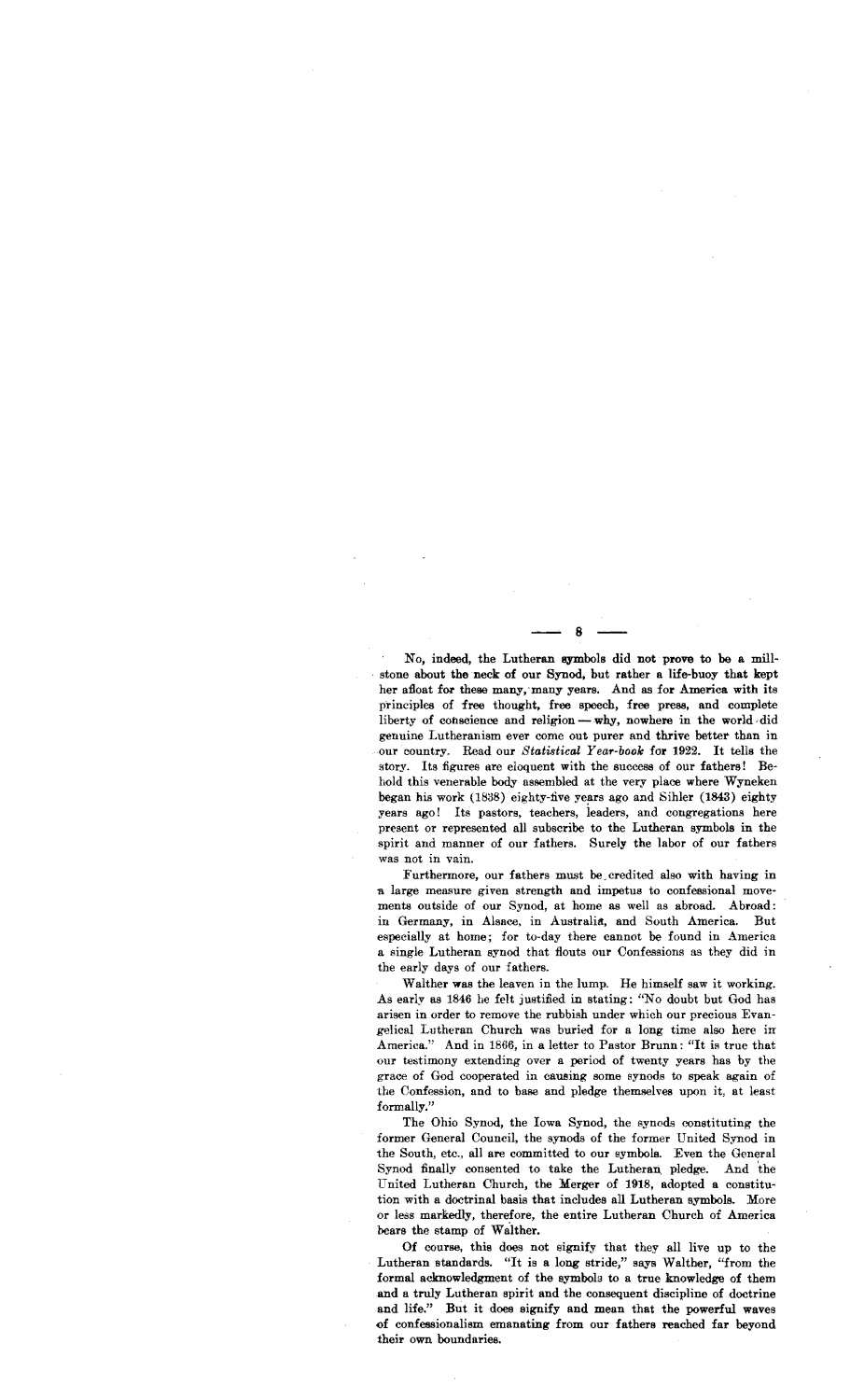No, indeed, the Lutheran symbols did not prove to be a millstone about the neck of our Synod, but rather a life-buoy that kept her afloat for these many, many years. And as for America with its principles of free thought, free speech, free press, and complete liberty of conscience and religion — why, nowhere in the world did genuine Lutheranism ever come out purer and thrive better than in our country. Read our *Statistical Year-book* for 1922. It tells the story. Its figures are eloquent with the success of our fathers! Behold this venerable body assembled at the very place where Wyneken began his work (1838) eighty-five years ago and Sihler (1843) eighty years ago! Its pastors, teachers, leaders, and congregations here present or represented all subscribe to the Lutheran symbols in the spirit and manner of our fathers. Surely the labor of our fathers was not in vain.

Furthermore, our fathers must be credited also with having in a large measure given strength and impetus to confessional movements outside of our Synod, at home as well as abroad. Abroad: in Germany, in Alsace, in Australia, and South America. But especially at home; for to-day there cannot be found in America a single Lutheran synod that flouts our Confessions as they did in the early days of our fathers.

Walther was the leaven in the lump. He himself saw it working. As early as 1846 he felt justified in stating: "No doubt but God has arisen in order to remove the rubbish under which our precious Evangelical Lutheran Church was buried for a long time also here in America." And in 1866, in a letter to Pastor Brunn: "It is true that our testimony extending over a period of twenty years has by the grace of God cooperated in causing some synods to speak again of the Confession, and to base and pledge themselves upon it, at least formally."

The Ohio Synod, the Iowa Synod, the synods constituting the former General Council, the synods of the former United Synod in the South, etc., all are committed to our symbols. Even the General Synod finally consented to take the Lutheran pledge. And the United Lutheran Church, the Merger of 1918, adopted a constitution with a doctrinal basis that includes all Lutheran symbols. More or less markedly, therefore, the entire Lutheran Church of America bears the stamp of Walther.

Of course, this does not signify that they all live up to the Lutheran standards. "It is a long stride," says Walther, "from the formal acknowledgment of the symbols to a true knowledge of them and a truly Lutheran spirit and the consequent discipline of doctrine and life." But it does signify and mean that the powerful waves of confessionalism emanating from our fathers reached far beyond their own boundaries.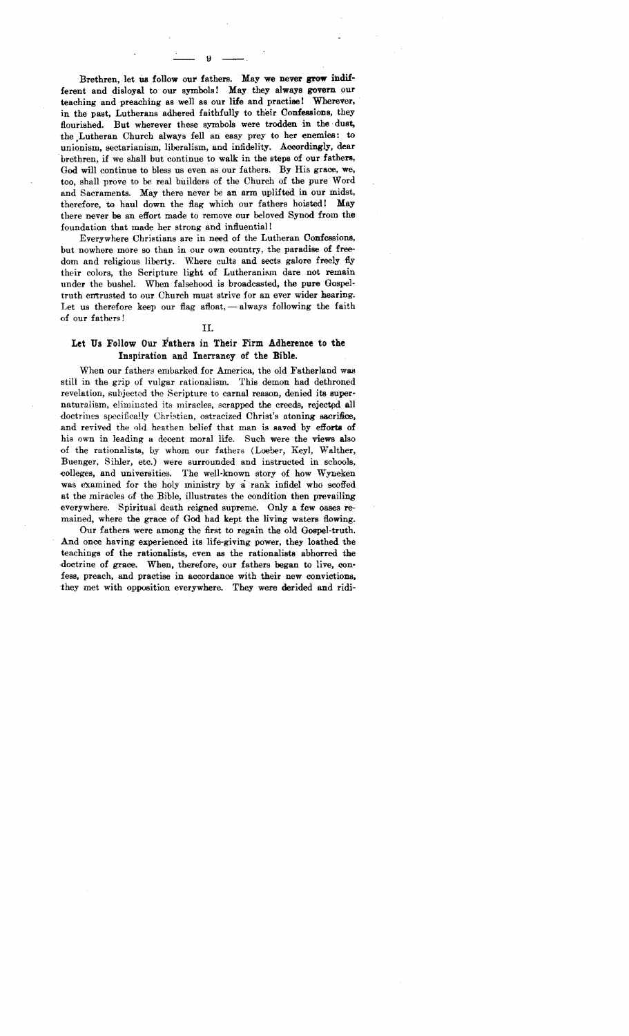Brethren, let us follow our fathers. May we never grow indifferent and disloyal to our symbols! May they always govern our teaching and preaching as well as our life and practise! Wherever, in the past, Lutherans adhered faithfully to their Confessions, they flourished. But wherever these symbols were trodden in the dust, the Lutheran Church always fell an easy prey to her enemies: to unionism, sectarianism, liberalism, and infidelity. Accordingly, dear brethren, if we shall but continue to walk in the steps of our fathers, God will continue to bless us even as our fathers. By His grace, we, too, shall prove to be real builders of the Church of the pure Word and Sacraments. May there never be an arm uplifted in our midst, therefore, to haul down the flag which our fathers hoisted! May there never be an effort made to remove our beloved Synod from the foundation that made her strong and influential!

Everywhere Christians are in need of the Lutheran Confessions, but nowhere more so than in our own country, the paradise of freedom and religious liberty. Where cults and sects galore freely fly their colors, the Scripture light of Lutheranism dare not remain under the bushel. When falsehood is broadcasted, the pure Gospel-truth entrusted to our Church must strive for an ever wider hearing. Let us therefore keep our flag afloat, — always following the faith of our fathers!

II.

## Let Us Follow Our Fathers in Their Firm Adherence to the Inspiration and Inerrancy of the Bible.

When our fathers embarked for America, the old Fatherland was still in the grip of vulgar rationalism. This demon had dethroned revelation, subjected the Scripture to carnal reason, denied its supernaturalism, eliminated its miracles, scrapped the creeds, rejected all doctrines specifically Christian, ostracized Christ's atoning sacrifice, and revived the old heathen belief that man is saved by efforts of his own in leading a decent moral life. Such were the views also of the rationalists, by whom our fathers (Loeber, Keyl, Walther, Buenger, Sihler, etc.) were surrounded and instructed in schools, colleges, and universities. The well-known story of how Wyneken was examined for the holy ministry by a rank infidel who scoffed at the miracles of the Bible, illustrates the condition then prevailing everywhere. Spiritual death reigned supreme. Only a few oases remained, where the grace of God had kept the living waters flowing.

Our fathers were among the first to regain the old Gospel-truth. And once having experienced its life-giving power, they loathed the teachings of the rationalists, even as the rationalists abhorred the doctrine of grace. When, therefore, our fathers began to live, confess, preach, and practise in accordance with their new convictions, they met with opposition everywhere. They were derided and ridi-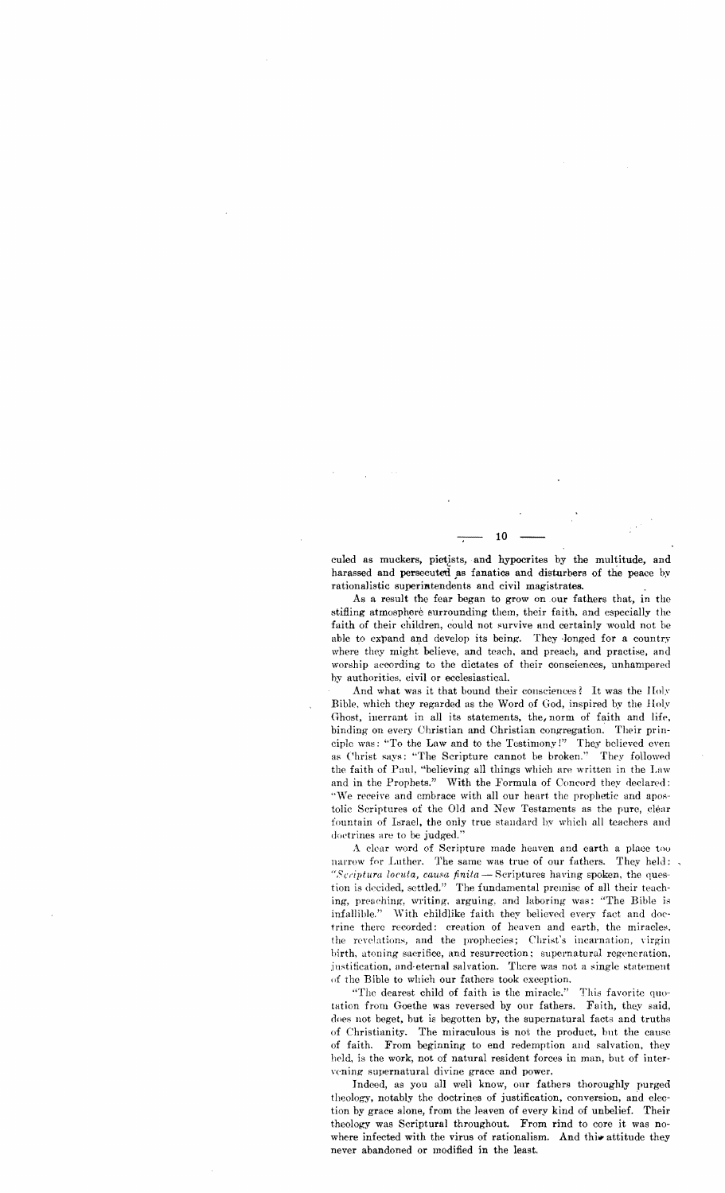culed as muckers, pietists, and hypocrites by the multitude, and harassed and persecuted as fanatics and disturbers of the peace by rationalistic superintendents and civil magistrates.

As a result the fear began to grow on our fathers that, in the stifling atmosphere surrounding them, their faith, and especially the faith of their children, could not survive and certainly would not be able to expand and develop its being. They longed for a country where they might believe, and teach, and preach, and practise, and worship according to the dictates of their consciences, unhampered by authorities, civil or ecclesiastical.

And what was it that bound their consciences? It was the Holy Bible, which they regarded as the Word of God, inspired by the Holy Ghost, inerrant in all its statements, the norm of faith and life, binding on every Christian and Christian congregation. Their principle was: "To the Law and to the Testimony!" They believed even as Christ says: "The Scripture cannot be broken." They followed the faith of Paul, "believing all things which are written in the Law and in the Prophets." With the Formula of Concord they declared: "We receive and embrace with all our heart the prophetic and apostolic Scriptures of the Old and New Testaments as the pure, clear fountain of Israel, the only true standard by which all teachers and doctrines are to be judged."

A clear word of Scripture made heaven and earth a place too narrow for Luther. The same was true of our fathers. They held: "*Scriptura locuta, causa finita* — Scriptures having spoken, the question is decided, settled." The fundamental premise of all their teaching, preaching, writing, arguing, and laboring was: "The Bible is infallible." With childlike faith they believed every fact and doctrine there recorded: creation of heaven and earth, the miracles, the revelations, and the prophecies; Christ's incarnation, virgin birth, atoning sacrifice, and resurrection; supernatural regeneration, justification, and eternal salvation. There was not a single statement of the Bible to which our fathers took exception.

"The dearest child of faith is the miracle." This favorite quotation from Goethe was reversed by our fathers. Faith, they said, does not beget, but is begotten by, the supernatural facts and truths of Christianity. The miraculous is not the product, but the cause of faith. From beginning to end redemption and salvation, they held, is the work, not of natural resident forces in man, but of intervening supernatural divine grace and power.

Indeed, as you all well know, our fathers thoroughly purged theology, notably the doctrines of justification, conversion, and election by grace alone, from the leaven of every kind of unbelief. Their theology was Scriptural throughout. From rind to core it was nowhere infected with the virus of rationalism. And this attitude they never abandoned or modified in the least.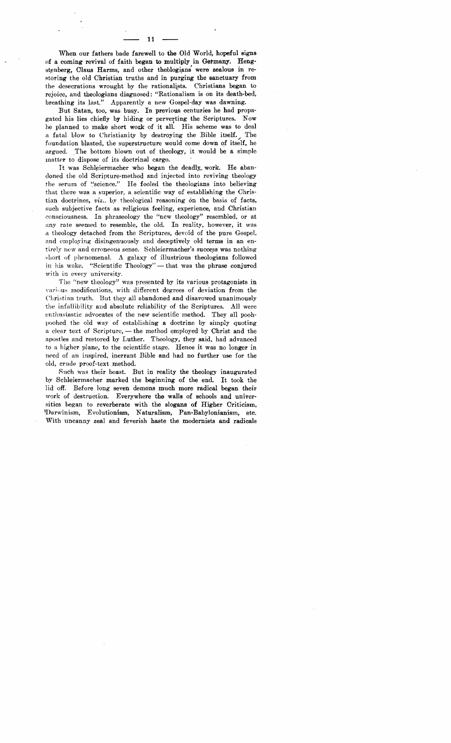When our fathers bade farewell to the Old World, hopeful signs of a coming revival of faith began to multiply in Germany. Hengstenberg, Claus Harms, and other theologians were zealous in restoring the old Christian truths and in purging the sanctuary from the desecrations wrought by the rationalists. Christians began to rejoice, and theologians diagnosed: "Rationalism is on its death-bed, breathing its last." Apparently a new Gospel-day was dawning.

But Satan, too, was busy. In previous centuries he had propagated his lies chiefly by hiding or perverting the Scriptures. Now he planned to make short work of it all. His scheme was to deal a fatal blow to Christianity by destroying the Bible itself. The foundation blasted, the superstructure would come down of itself, he argued. The bottom blown out of theology, it would be a simple matter to dispose of its doctrinal cargo.

It was Schleiermacher who began the deadly work. He abandoned the old Scripture-method and injected into reviving theology the serum of "science." He fooled the theologians into believing that there was a superior, a scientific way of establishing the Christian doctrines, *viz.*, by theological reasoning on the basis of facts, such subjective facts as religious feeling, experience, and Christian consciousness. In phraseology the "new theology" resembled, or at any rate seemed to resemble, the old. In reality, however, it was a theology detached from the Scriptures, devoid of the pure Gospel, and employing disingenuously and deceptively old terms in an entirely new and erroneous sense. Schleiermacher's success was nothing short of phenomenal. A galaxy of illustrious theologians followed in his wake. "Scientific Theology" — that was the phrase conjured with in every university.

The "new theology" was presented by its various protagonists in various modifications, with different degrees of deviation from the Christian truth. But they all abandoned and disavowed unanimously the infallibility and absolute reliability of the Scriptures. All were enthusiastic advocates of the new scientific method. They all pooh-poohed the old way of establishing a doctrine by simply quoting a clear text of Scripture, — the method employed by Christ and the apostles and restored by Luther. Theology, they said, had advanced to a higher plane, to the scientific stage. Hence it was no longer in need of an inspired, inerrant Bible and had no further use for the old, crude proof-text method.

Such was their boast. But in reality the theology inaugurated by Schleiermacher marked the beginning of the end. It took the lid off. Before long seven demons much more radical began their work of destruction. Everywhere the walls of schools and universities began to reverberate with the slogans of Higher Criticism, Darwinism, Evolutionism, Naturalism, Pan-Babylonianism, etc. With uncanny zeal and feverish haste the modernists and radicals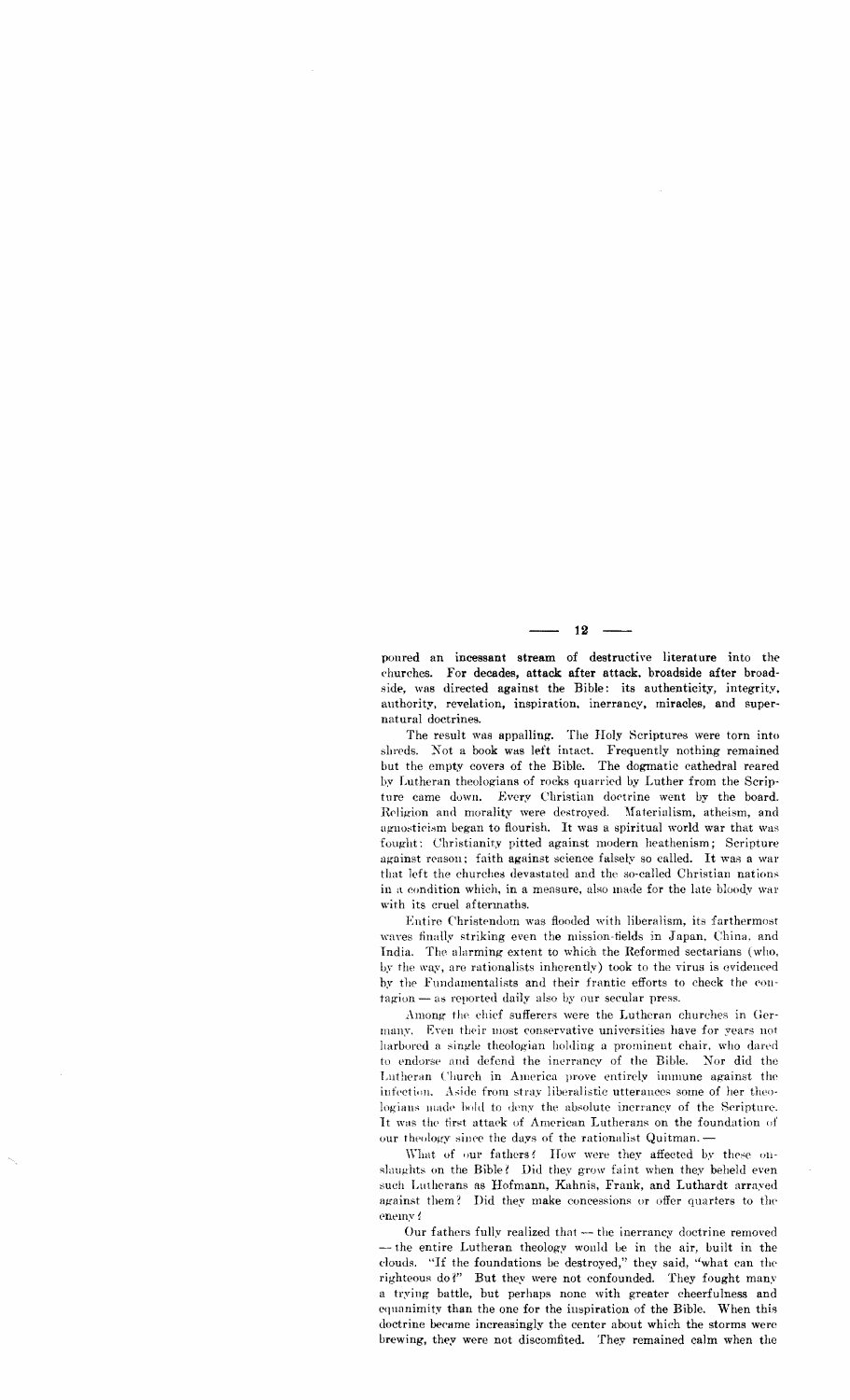poured an incessant stream of destructive literature into the churches. For decades, attack after attack, broadside after broadside, was directed against the Bible: its authenticity, integrity, authority, revelation, inspiration, inerrancy, miracles, and supernatural doctrines.

The result was appalling. The Holy Scriptures were torn into shreds. Not a book was left intact. Frequently nothing remained but the empty covers of the Bible. The dogmatic cathedral reared by Lutheran theologians of rocks quarried by Luther from the Scripture came down. Every Christian doctrine went by the board. Religion and morality were destroyed. Materialism, atheism, and agnosticism began to flourish. It was a spiritual world war that was fought: Christianity pitted against modern heathenism; Scripture against reason; faith against science falsely so called. It was a war that left the churches devastated and the so-called Christian nations in a condition which, in a measure, also made for the late bloody war with its cruel aftermaths.

Entire Christendom was flooded with liberalism, its farthermost waves finally striking even the mission-fields in Japan, China, and India. The alarming extent to which the Reformed sectarians (who, by the way, are rationalists inherently) took to the virus is evidenced by the Fundamentalists and their frantic efforts to check the contagion — as reported daily also by our secular press.

Among the chief sufferers were the Lutheran churches in Germany. Even their most conservative universities have for years not harbored a single theologian holding a prominent chair, who dared to endorse and defend the inerrancy of the Bible. Nor did the Lutheran Church in America prove entirely immune against the infection. Aside from stray liberalistic utterances some of her theologians made bold to deny the absolute inerrancy of the Scripture. It was the first attack of American Lutherans on the foundation of our theology since the days of the rationalist Quitman. —

What of our fathers? How were they affected by these onslaughts on the Bible? Did they grow faint when they beheld even such Lutherans as Hofmann, Kahnis, Frank, and Luthardt arrayed against them? Did they make concessions or offer quarters to the enemy?

Our fathers fully realized that — the inerrancy doctrine removed — the entire Lutheran theology would be in the air, built in the clouds. "If the foundations be destroyed," they said, "what can the righteous do?" But they were not confounded. They fought many a trying battle, but perhaps none with greater cheerfulness and equanimity than the one for the inspiration of the Bible. When this doctrine became increasingly the center about which the storms were brewing, they were not discomfited. They remained calm when the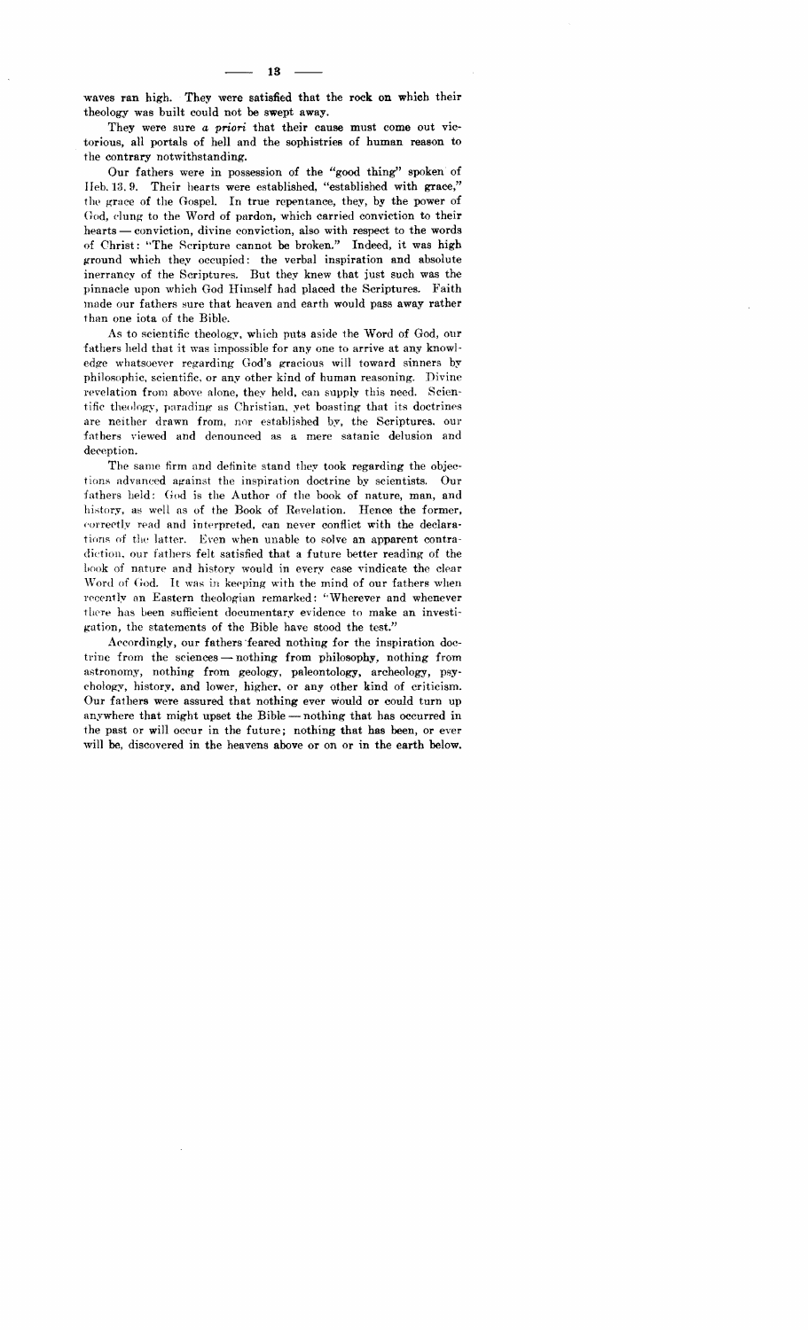waves ran high. They were satisfied that the rock on which their theology was built could not be swept away.

They were sure *a priori* that their cause must come out victorious, all portals of hell and the sophistries of human reason to the contrary notwithstanding.

Our fathers were in possession of the "good thing" spoken of Heb. 13, 9. Their hearts were established, "established with grace," the grace of the Gospel. In true repentance, they, by the power of God, clung to the Word of pardon, which carried conviction to their hearts — conviction, divine conviction, also with respect to the words of Christ: "The Scripture cannot be broken." Indeed, it was high ground which they occupied: the verbal inspiration and absolute inerrancy of the Scriptures. But they knew that just such was the pinnacle upon which God Himself had placed the Scriptures. Faith made our fathers sure that heaven and earth would pass away rather than one iota of the Bible.

As to scientific theology, which puts aside the Word of God, our fathers held that it was impossible for any one to arrive at any knowledge whatsoever regarding God's gracious will toward sinners by philosophic, scientific, or any other kind of human reasoning. Divine revelation from above alone, they held, can supply this need. Scientific theology, parading as Christian, yet boasting that its doctrines are neither drawn from, nor established by, the Scriptures, our fathers viewed and denounced as a mere satanic delusion and deception.

The same firm and definite stand they took regarding the objections advanced against the inspiration doctrine by scientists. Our fathers held: God is the Author of the book of nature, man, and history, as well as of the Book of Revelation. Hence the former, correctly read and interpreted, can never conflict with the declarations of the latter. Even when unable to solve an apparent contradiction, our fathers felt satisfied that a future better reading of the book of nature and history would in every case vindicate the clear Word of God. It was in keeping with the mind of our fathers when recently an Eastern theologian remarked: "Wherever and whenever there has been sufficient documentary evidence to make an investigation, the statements of the Bible have stood the test."

Accordingly, our fathers feared nothing for the inspiration doctrine from the sciences — nothing from philosophy, nothing from astronomy, nothing from geology, paleontology, archeology, psychology, history, and lower, higher, or any other kind of criticism. Our fathers were assured that nothing ever would or could turn up anywhere that might upset the Bible — nothing that has occurred in the past or will occur in the future; nothing that has been, or ever will be, discovered in the heavens above or on or in the earth below.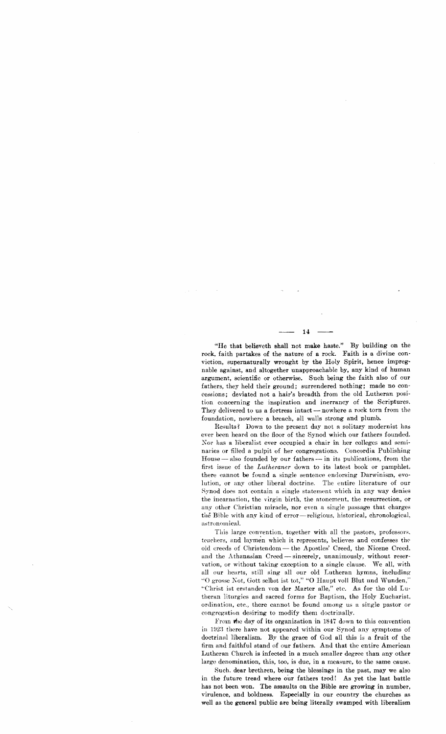"He that believeth shall not make haste." By building on the rock, faith partakes of the nature of a rock. Faith is a divine conviction, supernaturally wrought by the Holy Spirit, hence impregnable against, and altogether unapproachable by, any kind of human argument, scientific or otherwise. Such being the faith also of our fathers, they held their ground; surrendered nothing; made no concessions; deviated not a hair's breadth from the old Lutheran position concerning the inspiration and inerrancy of the Scriptures. They delivered to us a fortress intact — nowhere a rock torn from the foundation, nowhere a breach, all walls strong and plumb.

Results? Down to the present day not a solitary modernist has ever been heard on the floor of the Synod which our fathers founded. Nor has a liberalist ever occupied a chair in her colleges and seminaries or filled a pulpit of her congregations. Concordia Publishing House — also founded by our fathers — in its publications, from the first issue of the *Lutheraner* down to its latest book or pamphlet, there cannot be found a single sentence endorsing Darwinism, evolution, or any other liberal doctrine. The entire literature of our Synod does not contain a single statement which in any way denies the incarnation, the virgin birth, the atonement, the resurrection, or any other Christian miracle, nor even a single passage that charges the Bible with any kind of error — religious, historical, chronological, astronomical.

This large convention, together with all the pastors, professors, teachers, and laymen which it represents, believes and confesses the old creeds of Christendom — the Apostles' Creed, the Nicene Creed, and the Athanasian Creed — sincerely, unanimously, without reservation, or without taking exception to a single clause. We all, with all our hearts, still sing all our old Lutheran hymns, including "O grosse Not, Gott selbst ist tot," "O Haupt voll Blut und Wunden," "Christ ist erstanden von der Marter alle," etc. As for the old Lutheran liturgies and sacred forms for Baptism, the Holy Eucharist, ordination, etc., there cannot be found among us a single pastor or congregation desiring to modify them doctrinally.

From the day of its organization in 1847 down to this convention in 1923 there have not appeared within our Synod any symptoms of doctrinal liberalism. By the grace of God all this is a fruit of the firm and faithful stand of our fathers. And that the entire American Lutheran Church is infected in a much smaller degree than any other large denomination, this, too, is due, in a measure, to the same cause.

Such, dear brethren, being the blessings in the past, may we also in the future tread where our fathers trod! As yet the last battle has not been won. The assaults on the Bible are growing in number, virulence, and boldness. Especially in our country the churches as well as the general public are being literally swamped with liberalism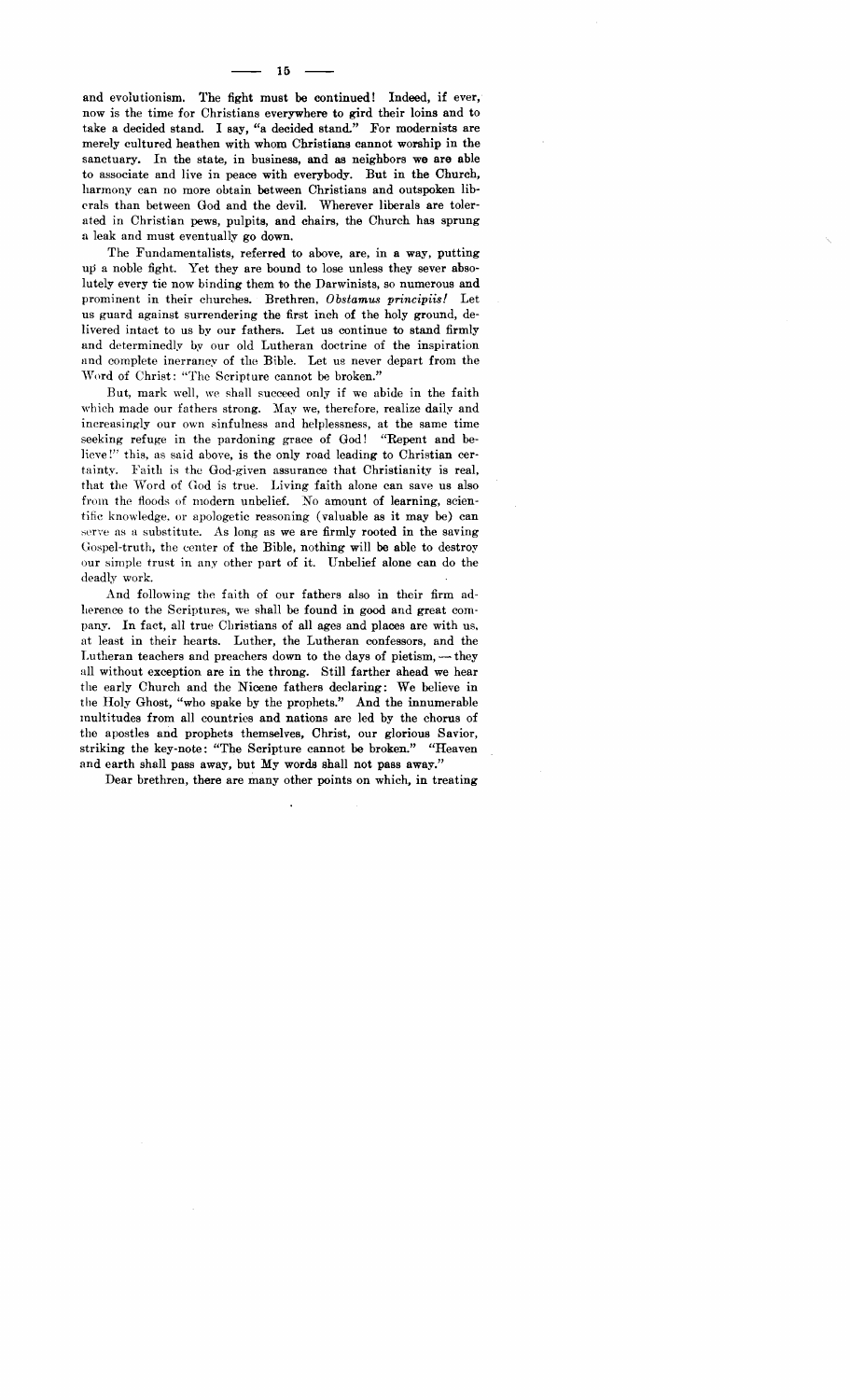and evolutionism. The fight must be continued! Indeed, if ever, now is the time for Christians everywhere to gird their loins and to take a decided stand. I say, "a decided stand." For modernists are merely cultured heathen with whom Christians cannot worship in the sanctuary. In the state, in business, and as neighbors we are able to associate and live in peace with everybody. But in the Church, harmony can no more obtain between Christians and outspoken liberals than between God and the devil. Wherever liberals are tolerated in Christian pews, pulpits, and chairs, the Church has sprung a leak and must eventually go down.

The Fundamentalists, referred to above, are, in a way, putting up a noble fight. Yet they are bound to lose unless they sever absolutely every tie now binding them to the Darwinists, so numerous and prominent in their churches. Brethren, *Obstamus principiis!* Let us guard against surrendering the first inch of the holy ground, delivered intact to us by our fathers. Let us continue to stand firmly and determinedly by our old Lutheran doctrine of the inspiration and complete inerrancy of the Bible. Let us never depart from the Word of Christ: "The Scripture cannot be broken."

But, mark well, we shall succeed only if we abide in the faith which made our fathers strong. May we, therefore, realize daily and increasingly our own sinfulness and helplessness, at the same time seeking refuge in the pardoning grace of God! "Repent and believe!" this, as said above, is the only road leading to Christian certainty. Faith is the God-given assurance that Christianity is real, that the Word of God is true. Living faith alone can save us also from the floods of modern unbelief. No amount of learning, scientific knowledge, or apologetic reasoning (valuable as it may be) can serve as a substitute. As long as we are firmly rooted in the saving Gospel-truth, the center of the Bible, nothing will be able to destroy our simple trust in any other part of it. Unbelief alone can do the deadly work.

And following the faith of our fathers also in their firm adherence to the Scriptures, we shall be found in good and great company. In fact, all true Christians of all ages and places are with us, at least in their hearts. Luther, the Lutheran confessors, and the Lutheran teachers and preachers down to the days of pietism, — they all without exception are in the throng. Still farther ahead we hear the early Church and the Nicene fathers declaring: We believe in the Holy Ghost, "who spake by the prophets." And the innumerable multitudes from all countries and nations are led by the chorus of the apostles and prophets themselves, Christ, our glorious Savior, striking the key-note: "The Scripture cannot be broken." "Heaven and earth shall pass away, but My words shall not pass away."

Dear brethren, there are many other points on which, in treating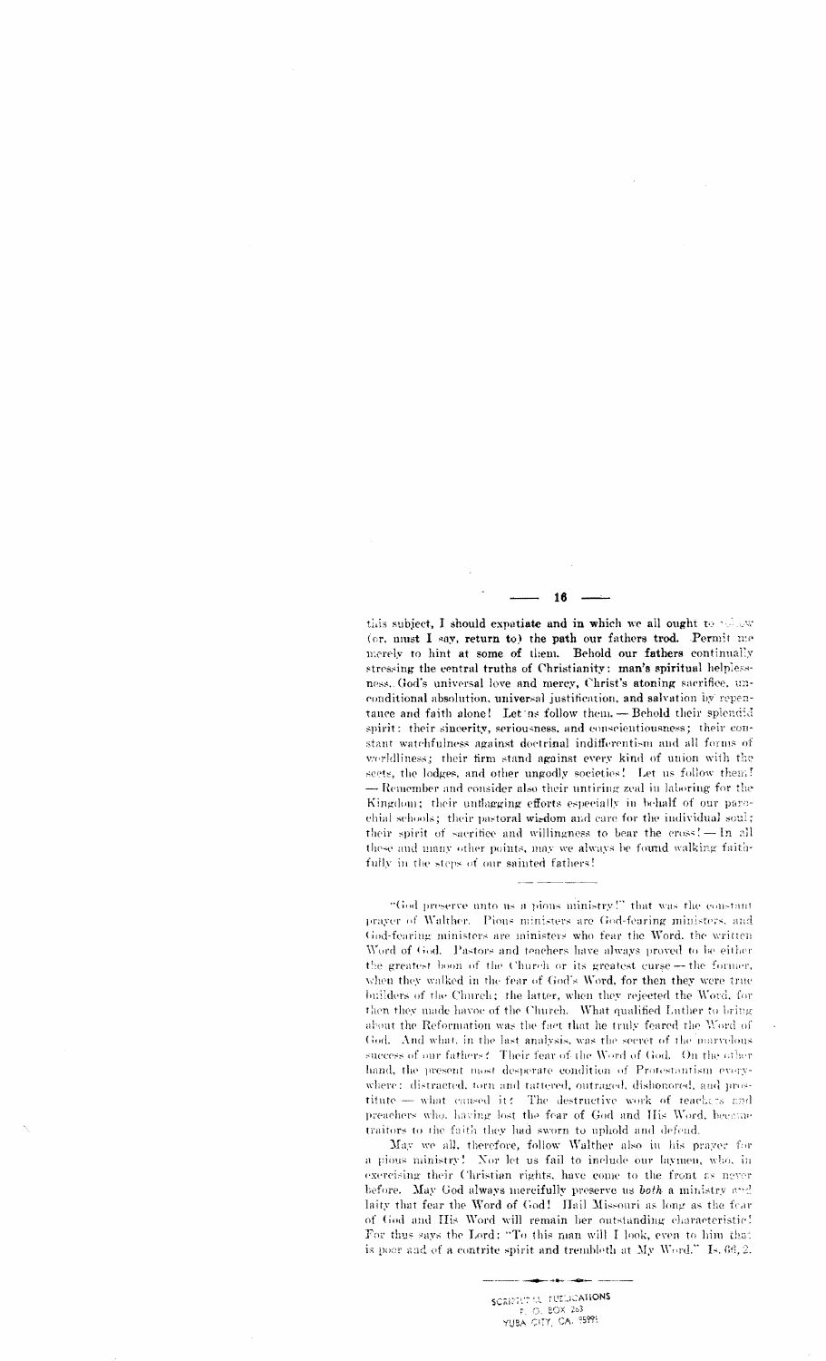this subject, I should expatiate and in which we all ought to follow (or, must I say, **return to**) **the path our fathers trod.** Permit me merely to hint at some of them. **Behold our fathers** continually stressing **the central truths of Christianity: man's spiritual helplessness,** God's universal love and mercy, Christ's atoning sacrifice, unconditional absolution, universal justification, and salvation by repentance and faith alone! Let us follow them. — **Behold** their splendid spirit: their sincerity, seriousness, and conscientiousness; their constant watchfulness against doctrinal indifferentism and all forms of worldliness; their firm stand against every kind of union with the sects, the lodges, and other ungodly societies! Let us follow them! — Remember and consider also their untiring zeal in laboring for the Kingdom; their unflagging efforts especially in behalf of our parochial schools; their pastoral wisdom and care for the individual soul; their spirit of sacrifice and willingness to bear the cross! — In all these and many other points, may we always be found walking faithfully in the steps of our sainted fathers!

---

"God preserve unto us a pious ministry!" that was the constant prayer of Walther. Pious ministers are God-fearing ministers, and God-fearing ministers are ministers who fear the Word, the written Word of God. Pastors and teachers have always proved to be either the greatest boon of the Church or its greatest curse — the former, when they walked in the fear of God's Word, for then they were true builders of the Church; the latter, when they rejected the Word, for then they made havoc of the Church. What qualified Luther to bring about the Reformation was the fact that he truly feared the Word of God. And what, in the last analysis, was the secret of the marvelous success of our fathers? Their fear of the Word of God. On the other hand, the present most desperate condition of Protestantism everywhere: distracted, torn and tattered, outraged, dishonored, and prostitute — what caused it? The destructive work of teachers and preachers who, having lost the fear of God and His Word, became traitors to the faith they had sworn to uphold and defend.

May we all, therefore, follow Walther also in his prayer for a pious ministry! Nor let us fail to include our laymen, who, in exercising their Christian rights, have come to the front as never before. May God always mercifully preserve us *both* a ministry and laity that fear the Word of God! Hail Missouri as long as the fear of God and His Word will remain her outstanding characteristic! For thus says the Lord: "To this man will I look, even to him that is poor and of a contrite spirit and trembleth at My Word." Is. 66, 2.

SCRIPTURAL PUBLICATIONS
P. O. BOX 263
YUBA CITY, CA. 95991